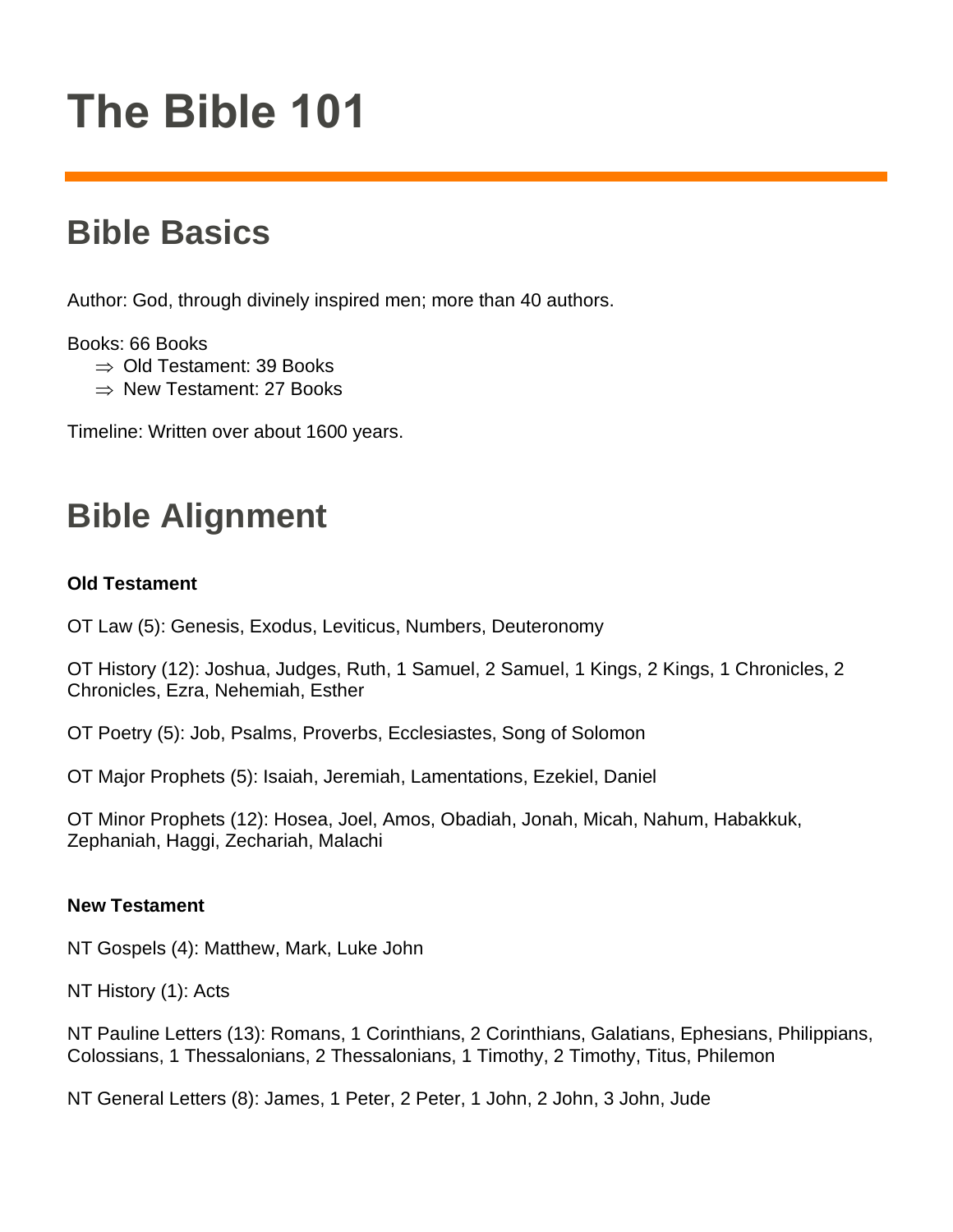# The Bible 101

## Bible Basics

Author: God, through divinely inspired men; more than 40 authors.

Books: 66 Books

- ⇒ Old Testament: 39 Books
- ⇒ New Testament: 27 Books

Timeline: Written over about 1600 years.

## Bible Alignment

**Old Testament**

OT Law (5): Genesis, Exodus, Leviticus, Numbers, Deuteronomy

OT History (12): Joshua, Judges, Ruth, 1 Samuel, 2 Samuel, 1 Kings, 2 Kings, 1 Chronicles, 2 Chronicles, Ezra, Nehemiah, Esther

OT Poetry (5): Job, Psalms, Proverbs, Ecclesiastes, Song of Solomon

OT Major Prophets (5): Isaiah, Jeremiah, Lamentations, Ezekiel, Daniel

OT Minor Prophets (12): Hosea, Joel, Amos, Obadiah, Jonah, Micah, Nahum, Habakkuk, Zephaniah, Haggi, Zechariah, Malachi

**New Testament**

NT Gospels (4): Matthew, Mark, Luke John

NT History (1): Acts

NT Pauline Letters (13): Romans, 1 Corinthians, 2 Corinthians, Galatians, Ephesians, Philippians, Colossians, 1 Thessalonians, 2 Thessalonians, 1 Timothy, 2 Timothy, Titus, Philemon

NT General Letters (8): James, 1 Peter, 2 Peter, 1 John, 2 John, 3 John, Jude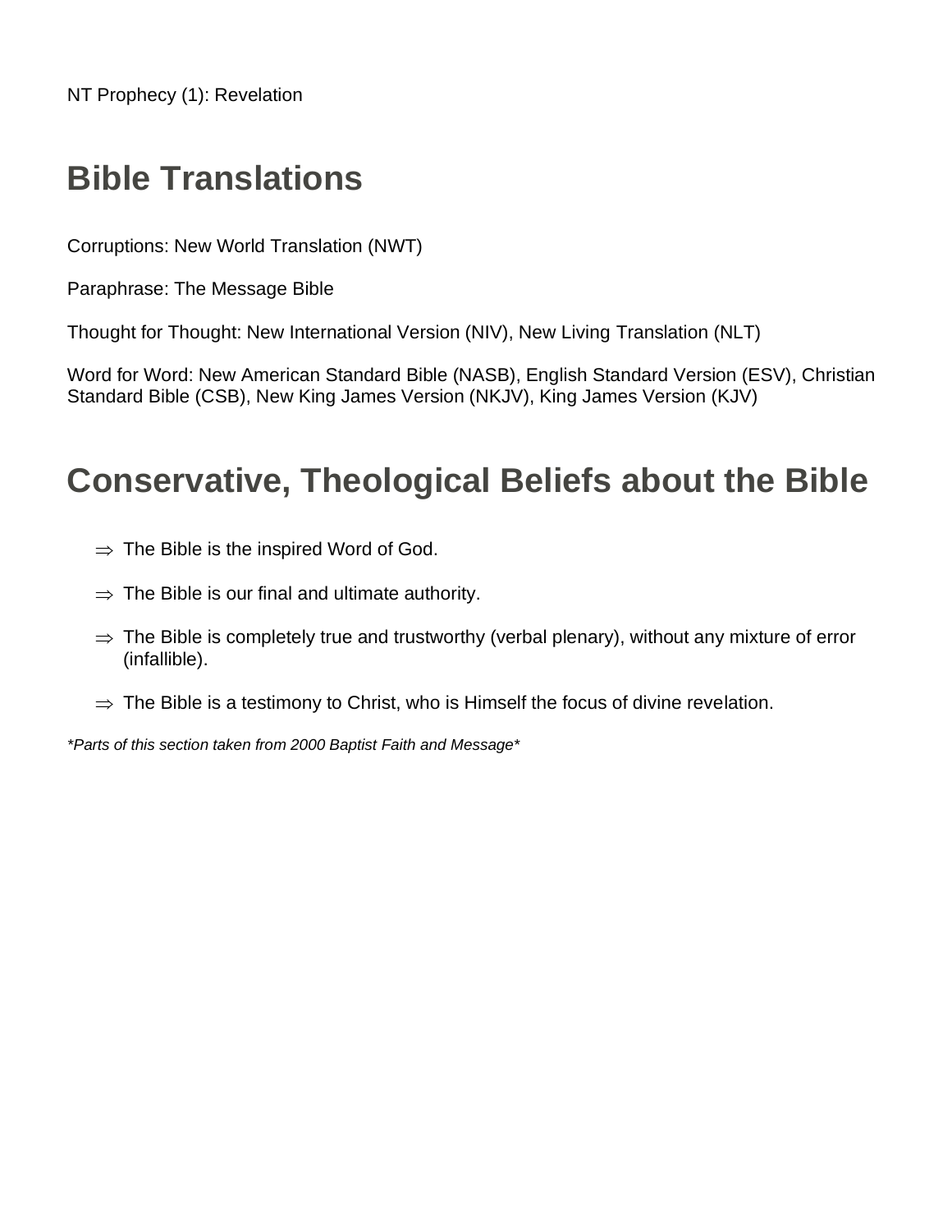# Bible Translations

Corruptions: New World Translation (NWT)

Paraphrase: The Message Bible

Thought for Thought: New International Version (NIV), New Living Translation (NLT)

Word for Word: New American Standard Bible (NASB), English Standard Version (ESV), Christian Standard Bible (CSB), New King James Version (NKJV), King James Version (KJV)

# Conservative, Theological Beliefs about the Bible

- ⇒ The Bible is the inspired Word of God.
- ⇒ The Bible is our final and ultimate authority.
- ⇒ The Bible is completely true and trustworthy (verbal plenary), without any mixture of error (infallible).
- ⇒ The Bible is a testimony to Christ, who is Himself the focus of divine revelation.

*\*Parts of this section taken from 2000 Baptist Faith and Message\**